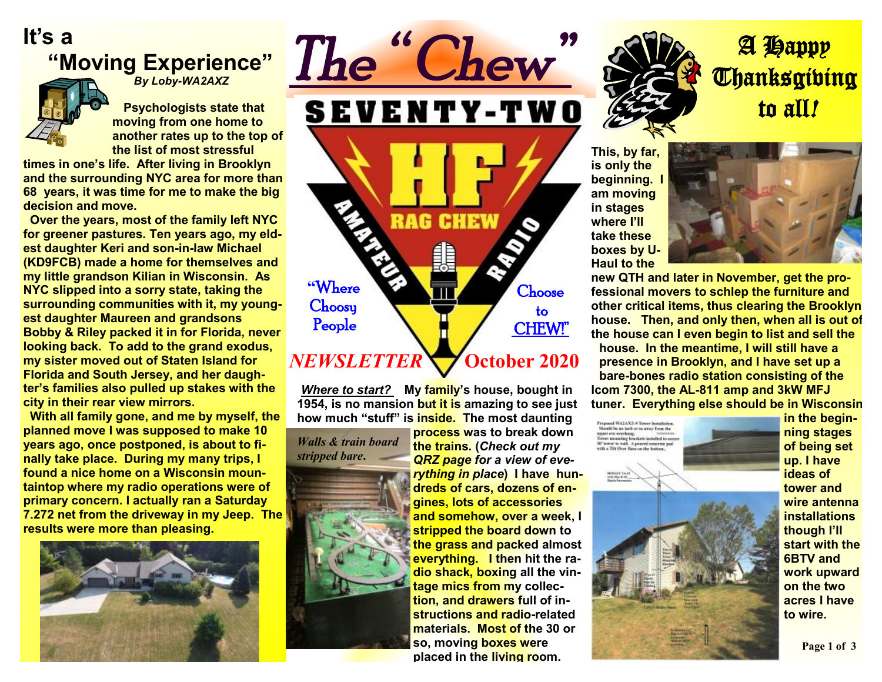# The "Chew"

**SEVENTY-TWO HF RAG CHEW AMATEUR RADIO**

"Where Choosy People Choose to CHEW!"

*NEWSLETTER* **October 2020**

## It's a "Moving Experience"

***By Loby-WA2AXZ***

**Psychologists state that moving from one home to another rates up to the top of the list of most stressful times in one's life. After living in Brooklyn and the surrounding NYC area for more than 68 years, it was time for me to make the big decision and move.**

**Over the years, most of the family left NYC for greener pastures. Ten years ago, my eldest daughter Keri and son-in-law Michael (KD9FCB) made a home for themselves and my little grandson Kilian in Wisconsin. As NYC slipped into a sorry state, taking the surrounding communities with it, my youngest daughter Maureen and grandsons Bobby & Riley packed it in for Florida, never looking back. To add to the grand exodus, my sister moved out of Staten Island for Florida and South Jersey, and her daughter's families also pulled up stakes with the city in their rear view mirrors.**

**With all family gone, and me by myself, the planned move I was supposed to make 10 years ago, once postponed, is about to finally take place. During my many trips, I found a nice home on a Wisconsin mountaintop where my radio operations were of primary concern. I actually ran a Saturday 7.272 net from the driveway in my Jeep. The results were more than pleasing.**

***Where to start?*** **My family's house, bought in 1954, is no mansion but it is amazing to see just how much "stuff" is inside. The most daunting process was to break down the trains. (*Check out my QRZ page for a view of everything in place*) I have hundreds of cars, dozens of engines, lots of accessories and somehow, over a week, I stripped the board down to the grass and packed almost everything. I then hit the radio shack, boxing all the vintage mics from my collection, and drawers full of instructions and radio-related materials. Most of the 30 or so, moving boxes were placed in the living room.**

*Walls & train board stripped bare.*

## A Happy Thanksgiving to all!

**This, by far, is only the beginning. I am moving in stages where I'll take these boxes by U-Haul to the new QTH and later in November, get the professional movers to schlep the furniture and other critical items, thus clearing the Brooklyn house. Then, and only then, when all is out of the house can I even begin to list and sell the house. In the meantime, I will still have a presence in Brooklyn, and I have set up a bare-bones radio station consisting of the Icom 7300, the AL-811 amp and 3kW MFJ tuner. Everything else should be in Wisconsin in the beginning stages of being set up. I have ideas of tower and wire antenna installations though I'll start with the 6BTV and work upward on the two acres I have to wire.**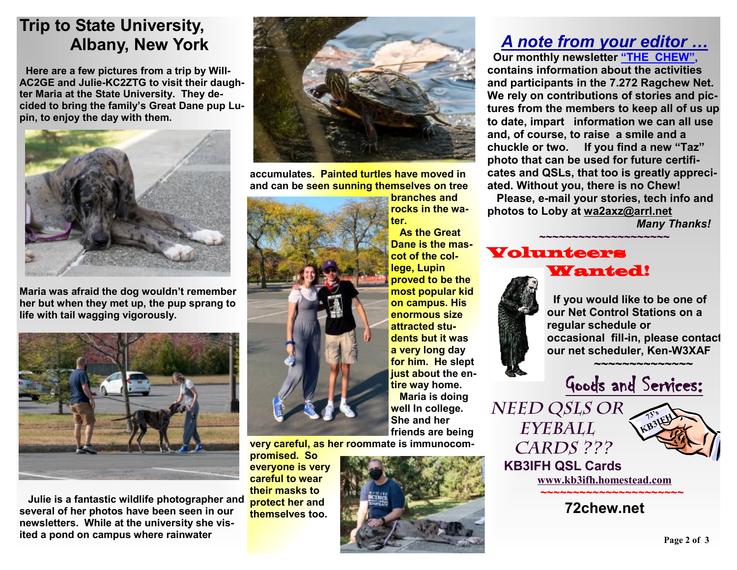# Trip to State University, Albany, New York

**Here are a few pictures from a trip by Will-AC2GE and Julie-KC2ZTG to visit their daughter Maria at the State University. They decided to bring the family's Great Dane pup Lupin, to enjoy the day with them.**

**Maria was afraid the dog wouldn't remember her but when they met up, the pup sprang to life with tail wagging vigorously.**

**Julie is a fantastic wildlife photographer and several of her photos have been seen in our newsletters. While at the university she visited a pond on campus where rainwater accumulates. Painted turtles have moved in and can be seen sunning themselves on tree branches and rocks in the water.**

**As the Great Dane is the mascot of the college, Lupin proved to be the most popular kid on campus. His enormous size attracted students but it was a very long day for him. He slept just about the entire way home.**

**Maria is doing well In college. She and her friends are being very careful, as her roommate is immunocompromised. So everyone is very careful to wear their masks to protect her and themselves too.**

## *A note from your editor …*

**Our monthly newsletter "THE CHEW", contains information about the activities and participants in the 7.272 Ragchew Net. We rely on contributions of stories and pictures from the members to keep all of us up to date, impart information we can all use and, of course, to raise a smile and a chuckle or two. If you find a new "Taz" photo that can be used for future certificates and QSLs, that too is greatly appreciated. Without you, there is no Chew!**

**Please, e-mail your stories, tech info and photos to Loby at wa2axz@arrl.net**

***Many Thanks!***

~~~~~~~~~~~~~~~~~~~~~

## Volunteers Wanted!

**If you would like to be one of our Net Control Stations on a regular schedule or occasional fill-in, please contact our net scheduler, Ken-W3XAF**

~~~~~~~~~~~~~~~

## Goods and Services:

*NEED QSLS OR EYEBALL CARDS ???*

**KB3IFH QSL Cards**

**www.kb3ifh.homestead.com**

~~~~~~~~~~~~~~~~~~~~~~~~

**72chew.net**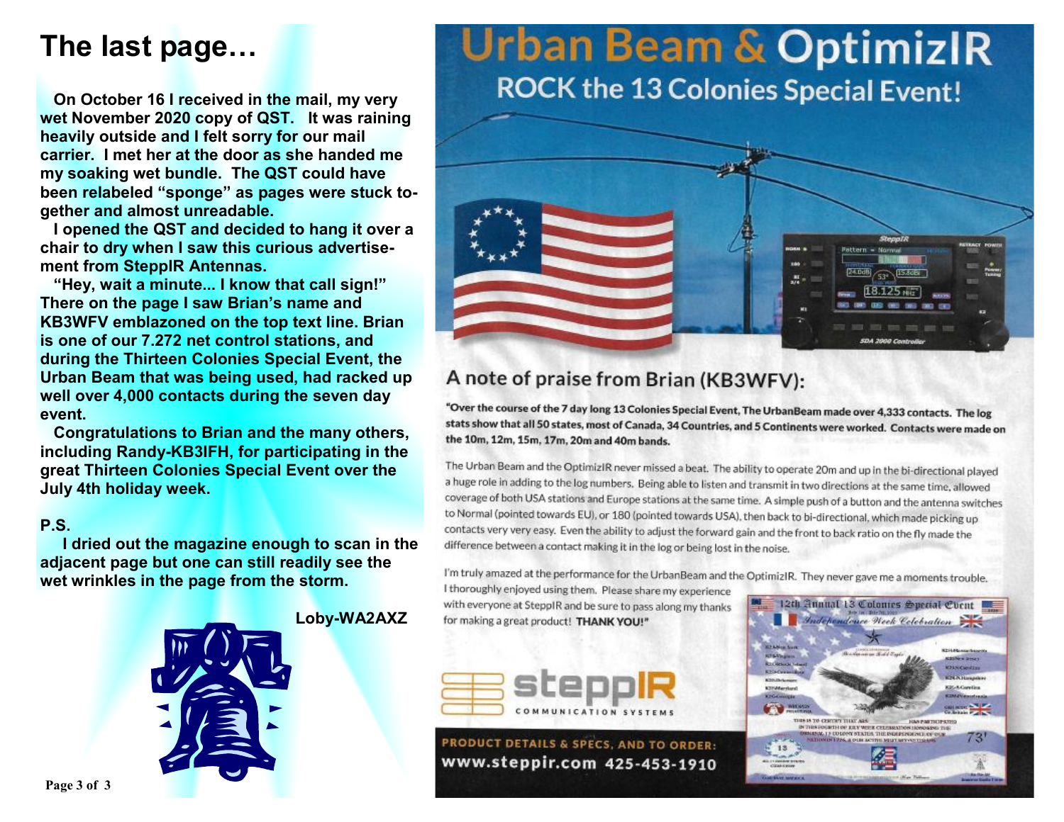# The last page…

On October 16 I received in the mail, my very wet November 2020 copy of QST. It was raining heavily outside and I felt sorry for our mail carrier. I met her at the door as she handed me my soaking wet bundle. The QST could have been relabeled "sponge" as pages were stuck together and almost unreadable.

I opened the QST and decided to hang it over a chair to dry when I saw this curious advertisement from SteppIR Antennas.

"Hey, wait a minute... I know that call sign!" There on the page I saw Brian's name and KB3WFV emblazoned on the top text line. Brian is one of our 7.272 net control stations, and during the Thirteen Colonies Special Event, the Urban Beam that was being used, had racked up well over 4,000 contacts during the seven day event.

Congratulations to Brian and the many others, including Randy-KB3IFH, for participating in the great Thirteen Colonies Special Event over the July 4th holiday week.

**P.S.**

I dried out the magazine enough to scan in the adjacent page but one can still readily see the wet wrinkles in the page from the storm.

Loby-WA2AXZ

# Urban Beam & OptimizIR

## ROCK the 13 Colonies Special Event!

## A note of praise from Brian (KB3WFV):

**"Over the course of the 7 day long 13 Colonies Special Event, The UrbanBeam made over 4,333 contacts. The log stats show that all 50 states, most of Canada, 34 Countries, and 5 Continents were worked. Contacts were made on the 10m, 12m, 15m, 17m, 20m and 40m bands.**

The Urban Beam and the OptimizIR never missed a beat. The ability to operate 20m and up in the bi-directional played a huge role in adding to the log numbers. Being able to listen and transmit in two directions at the same time, allowed coverage of both USA stations and Europe stations at the same time. A simple push of a button and the antenna switches to Normal (pointed towards EU), or 180 (pointed towards USA), then back to bi-directional, which made picking up contacts very very easy. Even the ability to adjust the forward gain and the front to back ratio on the fly made the difference between a contact making it in the log or being lost in the noise.

I'm truly amazed at the performance for the UrbanBeam and the OptimizIR. They never gave me a moments trouble. I thoroughly enjoyed using them. Please share my experience with everyone at SteppIR and be sure to pass along my thanks for making a great product! **THANK YOU!"**

steppIR COMMUNICATION SYSTEMS

**PRODUCT DETAILS & SPECS, AND TO ORDER:**
**www.steppir.com 425-453-1910**